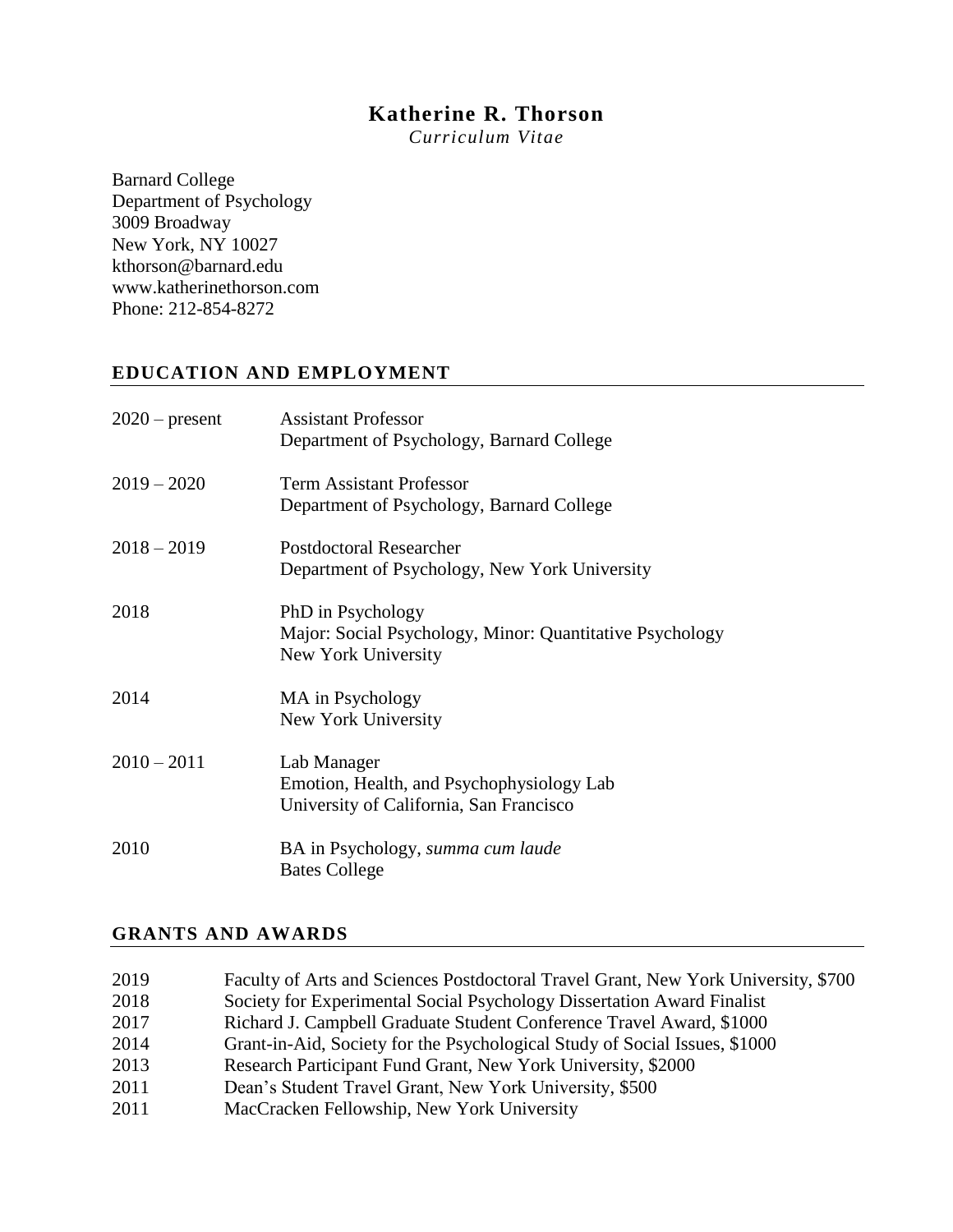# Katherine R. Thorson

*Curriculum Vitae*

Barnard College
Department of Psychology
3009 Broadway
New York, NY 10027
kthorson@barnard.edu
www.katherinethorson.com
Phone: 212-854-8272

## EDUCATION AND EMPLOYMENT

2020 – present  Assistant Professor
Department of Psychology, Barnard College

2019 – 2020  Term Assistant Professor
Department of Psychology, Barnard College

2018 – 2019  Postdoctoral Researcher
Department of Psychology, New York University

2018  PhD in Psychology
Major: Social Psychology, Minor: Quantitative Psychology
New York University

2014  MA in Psychology
New York University

2010 – 2011  Lab Manager
Emotion, Health, and Psychophysiology Lab
University of California, San Francisco

2010  BA in Psychology, *summa cum laude*
Bates College

## GRANTS AND AWARDS

2019  Faculty of Arts and Sciences Postdoctoral Travel Grant, New York University, $700
2018  Society for Experimental Social Psychology Dissertation Award Finalist
2017  Richard J. Campbell Graduate Student Conference Travel Award, $1000
2014  Grant-in-Aid, Society for the Psychological Study of Social Issues, $1000
2013  Research Participant Fund Grant, New York University, $2000
2011  Dean's Student Travel Grant, New York University, $500
2011  MacCracken Fellowship, New York University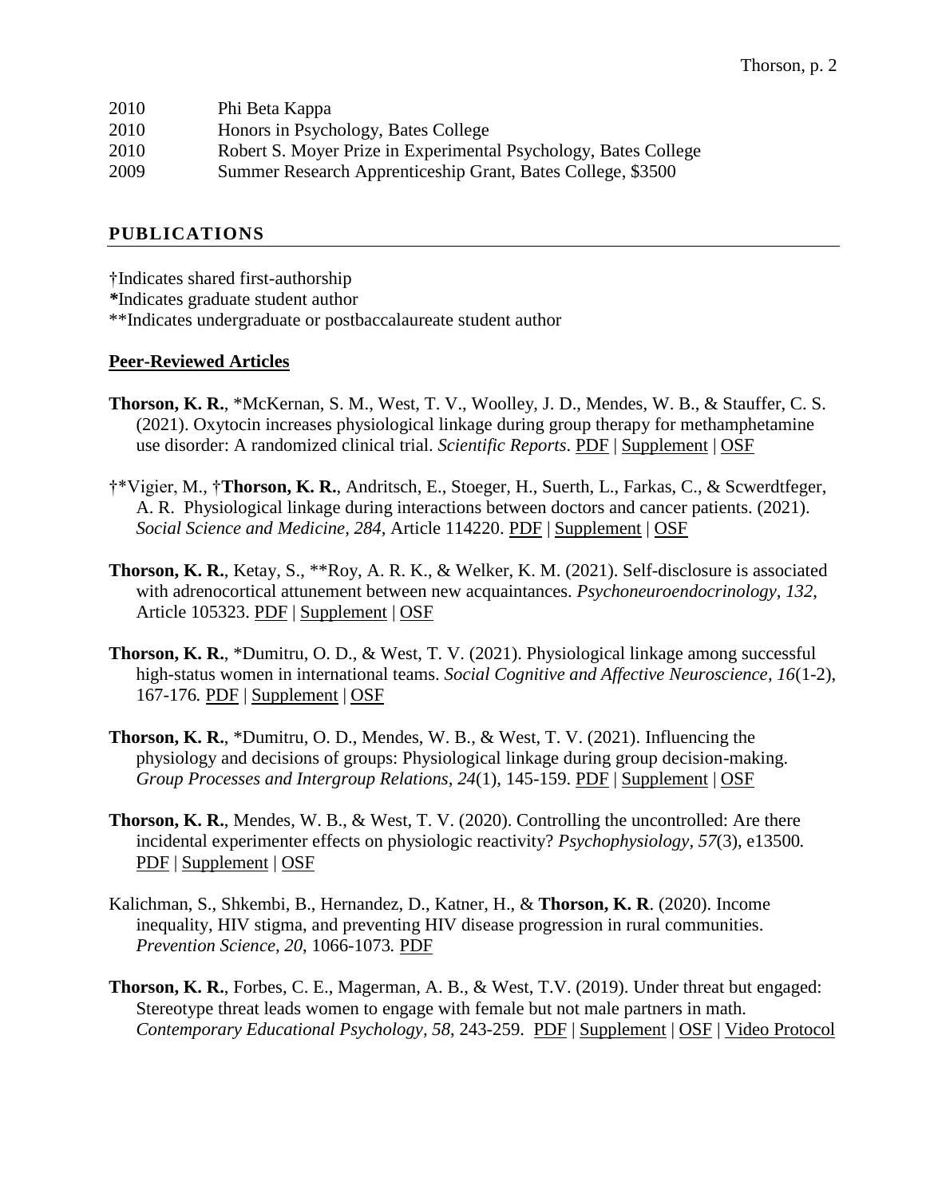2010 Phi Beta Kappa
2010 Honors in Psychology, Bates College
2010 Robert S. Moyer Prize in Experimental Psychology, Bates College
2009 Summer Research Apprenticeship Grant, Bates College, $3500

## PUBLICATIONS

†Indicates shared first-authorship
*Indicates graduate student author
**Indicates undergraduate or postbaccalaureate student author

### Peer-Reviewed Articles

**Thorson, K. R.**, *McKernan, S. M., West, T. V., Woolley, J. D., Mendes, W. B., & Stauffer, C. S. (2021). Oxytocin increases physiological linkage during group therapy for methamphetamine use disorder: A randomized clinical trial. *Scientific Reports*. PDF | Supplement | OSF

†*Vigier, M., †**Thorson, K. R.**, Andritsch, E., Stoeger, H., Suerth, L., Farkas, C., & Scwerdtfeger, A. R. Physiological linkage during interactions between doctors and cancer patients. (2021). *Social Science and Medicine, 284,* Article 114220. PDF | Supplement | OSF

**Thorson, K. R.**, Ketay, S., **Roy, A. R. K., & Welker, K. M. (2021). Self-disclosure is associated with adrenocortical attunement between new acquaintances. *Psychoneuroendocrinology, 132,* Article 105323. PDF | Supplement | OSF

**Thorson, K. R.**, *Dumitru, O. D., & West, T. V. (2021). Physiological linkage among successful high-status women in international teams. *Social Cognitive and Affective Neuroscience, 16*(1-2), 167-176. PDF | Supplement | OSF

**Thorson, K. R.**, *Dumitru, O. D., Mendes, W. B., & West, T. V. (2021). Influencing the physiology and decisions of groups: Physiological linkage during group decision-making. *Group Processes and Intergroup Relations, 24*(1), 145-159. PDF | Supplement | OSF

**Thorson, K. R.**, Mendes, W. B., & West, T. V. (2020). Controlling the uncontrolled: Are there incidental experimenter effects on physiologic reactivity? *Psychophysiology, 57*(3), e13500. PDF | Supplement | OSF

Kalichman, S., Shkembi, B., Hernandez, D., Katner, H., & **Thorson, K. R**. (2020). Income inequality, HIV stigma, and preventing HIV disease progression in rural communities. *Prevention Science, 20,* 1066-1073. PDF

**Thorson, K. R.**, Forbes, C. E., Magerman, A. B., & West, T.V. (2019). Under threat but engaged: Stereotype threat leads women to engage with female but not male partners in math. *Contemporary Educational Psychology, 58*, 243-259. PDF | Supplement | OSF | Video Protocol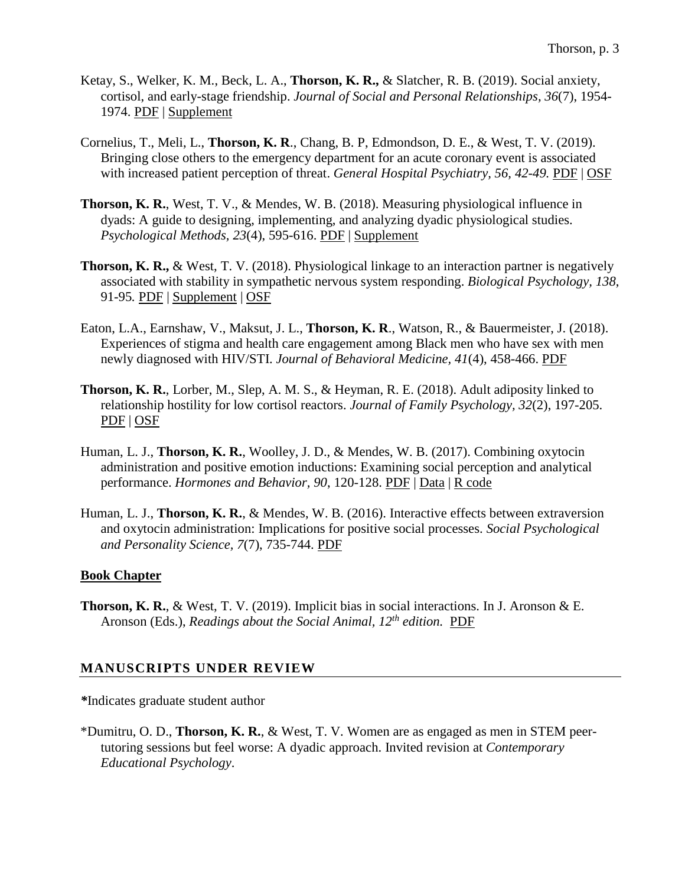Ketay, S., Welker, K. M., Beck, L. A., **Thorson, K. R.,** & Slatcher, R. B. (2019). Social anxiety, cortisol, and early-stage friendship. *Journal of Social and Personal Relationships, 36*(7), 1954-1974. PDF | Supplement

Cornelius, T., Meli, L., **Thorson, K. R**., Chang, B. P, Edmondson, D. E., & West, T. V. (2019). Bringing close others to the emergency department for an acute coronary event is associated with increased patient perception of threat. *General Hospital Psychiatry, 56, 42-49.* PDF | OSF

**Thorson, K. R.**, West, T. V., & Mendes, W. B. (2018). Measuring physiological influence in dyads: A guide to designing, implementing, and analyzing dyadic physiological studies. *Psychological Methods, 23*(4), 595-616. PDF | Supplement

**Thorson, K. R.,** & West, T. V. (2018). Physiological linkage to an interaction partner is negatively associated with stability in sympathetic nervous system responding. *Biological Psychology, 138*, 91-95. PDF | Supplement | OSF

Eaton, L.A., Earnshaw, V., Maksut, J. L., **Thorson, K. R**., Watson, R., & Bauermeister, J. (2018). Experiences of stigma and health care engagement among Black men who have sex with men newly diagnosed with HIV/STI. *Journal of Behavioral Medicine, 41*(4), 458-466. PDF

**Thorson, K. R.**, Lorber, M., Slep, A. M. S., & Heyman, R. E. (2018). Adult adiposity linked to relationship hostility for low cortisol reactors. *Journal of Family Psychology, 32*(2), 197-205. PDF | OSF

Human, L. J., **Thorson, K. R.**, Woolley, J. D., & Mendes, W. B. (2017). Combining oxytocin administration and positive emotion inductions: Examining social perception and analytical performance. *Hormones and Behavior, 90*, 120-128. PDF | Data | R code

Human, L. J., **Thorson, K. R.**, & Mendes, W. B. (2016). Interactive effects between extraversion and oxytocin administration: Implications for positive social processes. *Social Psychological and Personality Science, 7*(7), 735-744. PDF

**Book Chapter**

**Thorson, K. R.**, & West, T. V. (2019). Implicit bias in social interactions. In J. Aronson & E. Aronson (Eds.), *Readings about the Social Animal, 12th edition.* PDF

## MANUSCRIPTS UNDER REVIEW

***Indicates graduate student author**

*Dumitru, O. D., **Thorson, K. R.**, & West, T. V. Women are as engaged as men in STEM peer-tutoring sessions but feel worse: A dyadic approach. Invited revision at *Contemporary Educational Psychology*.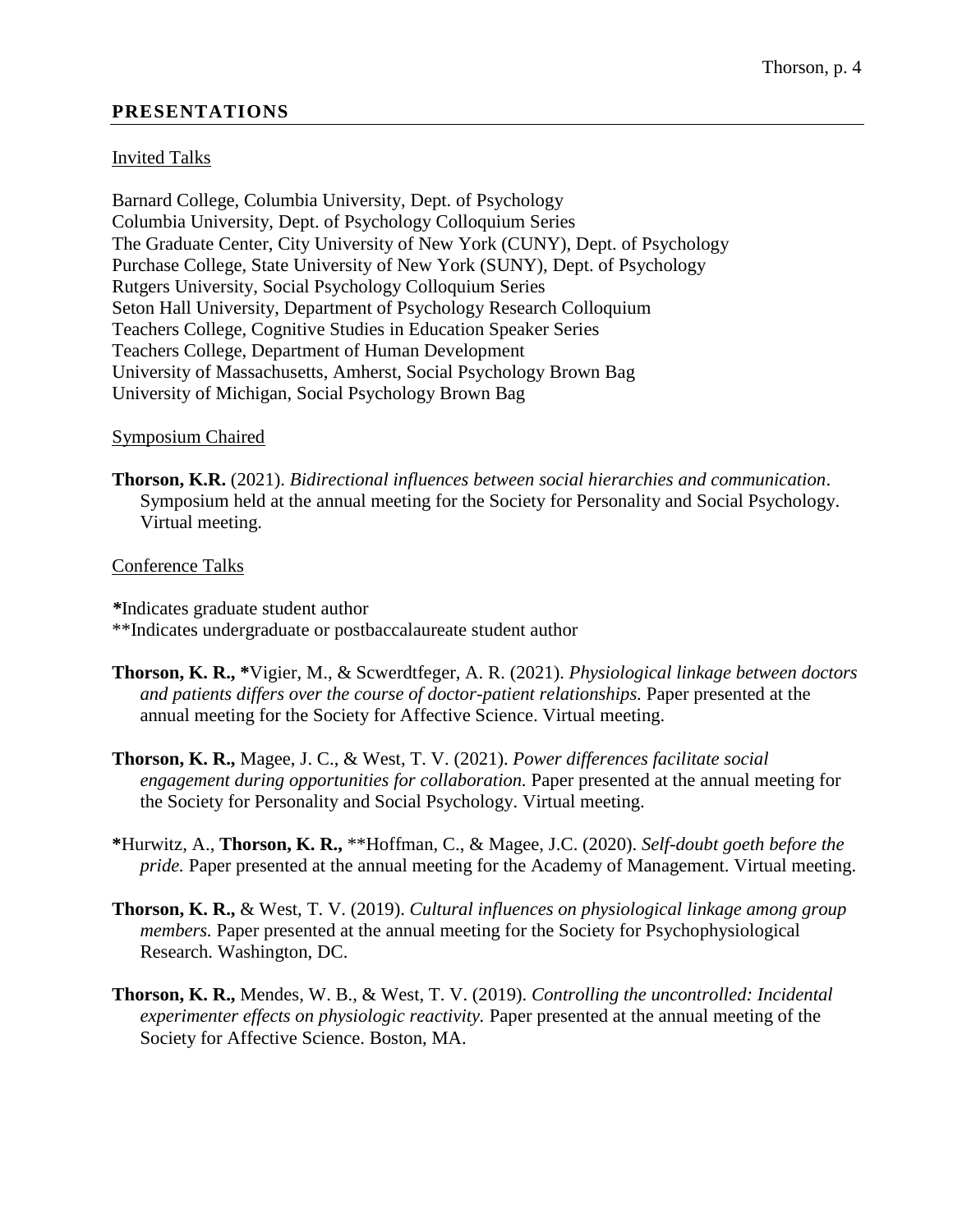## PRESENTATIONS

Invited Talks

Barnard College, Columbia University, Dept. of Psychology
Columbia University, Dept. of Psychology Colloquium Series
The Graduate Center, City University of New York (CUNY), Dept. of Psychology
Purchase College, State University of New York (SUNY), Dept. of Psychology
Rutgers University, Social Psychology Colloquium Series
Seton Hall University, Department of Psychology Research Colloquium
Teachers College, Cognitive Studies in Education Speaker Series
Teachers College, Department of Human Development
University of Massachusetts, Amherst, Social Psychology Brown Bag
University of Michigan, Social Psychology Brown Bag

Symposium Chaired

**Thorson, K.R.** (2021). *Bidirectional influences between social hierarchies and communication*. Symposium held at the annual meeting for the Society for Personality and Social Psychology. Virtual meeting.

Conference Talks

*Indicates graduate student author
**Indicates undergraduate or postbaccalaureate student author

**Thorson, K. R.,** *Vigier, M., & Scwerdtfeger, A. R. (2021). *Physiological linkage between doctors and patients differs over the course of doctor-patient relationships.* Paper presented at the annual meeting for the Society for Affective Science. Virtual meeting.

**Thorson, K. R.,** Magee, J. C., & West, T. V. (2021). *Power differences facilitate social engagement during opportunities for collaboration.* Paper presented at the annual meeting for the Society for Personality and Social Psychology. Virtual meeting.

*Hurwitz, A., **Thorson, K. R.,** **Hoffman, C., & Magee, J.C. (2020). *Self-doubt goeth before the pride.* Paper presented at the annual meeting for the Academy of Management. Virtual meeting.

**Thorson, K. R.,** & West, T. V. (2019). *Cultural influences on physiological linkage among group members.* Paper presented at the annual meeting for the Society for Psychophysiological Research. Washington, DC.

**Thorson, K. R.,** Mendes, W. B., & West, T. V. (2019). *Controlling the uncontrolled: Incidental experimenter effects on physiologic reactivity.* Paper presented at the annual meeting of the Society for Affective Science. Boston, MA.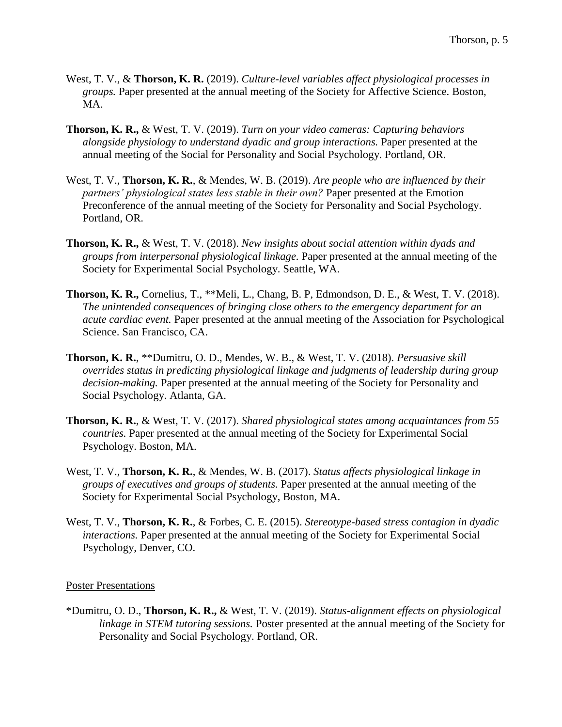West, T. V., & **Thorson, K. R.** (2019). *Culture-level variables affect physiological processes in groups.* Paper presented at the annual meeting of the Society for Affective Science. Boston, MA.

**Thorson, K. R.,** & West, T. V. (2019). *Turn on your video cameras: Capturing behaviors alongside physiology to understand dyadic and group interactions.* Paper presented at the annual meeting of the Social for Personality and Social Psychology. Portland, OR.

West, T. V., **Thorson, K. R.**, & Mendes, W. B. (2019). *Are people who are influenced by their partners' physiological states less stable in their own?* Paper presented at the Emotion Preconference of the annual meeting of the Society for Personality and Social Psychology. Portland, OR.

**Thorson, K. R.,** & West, T. V. (2018). *New insights about social attention within dyads and groups from interpersonal physiological linkage.* Paper presented at the annual meeting of the Society for Experimental Social Psychology. Seattle, WA.

**Thorson, K. R.,** Cornelius, T., **Meli, L., Chang, B. P, Edmondson, D. E., & West, T. V. (2018). *The unintended consequences of bringing close others to the emergency department for an acute cardiac event.* Paper presented at the annual meeting of the Association for Psychological Science. San Francisco, CA.

**Thorson, K. R.**, **Dumitru, O. D., Mendes, W. B., & West, T. V. (2018). *Persuasive skill overrides status in predicting physiological linkage and judgments of leadership during group decision-making.* Paper presented at the annual meeting of the Society for Personality and Social Psychology. Atlanta, GA.

**Thorson, K. R.**, & West, T. V. (2017). *Shared physiological states among acquaintances from 55 countries.* Paper presented at the annual meeting of the Society for Experimental Social Psychology. Boston, MA.

West, T. V., **Thorson, K. R.**, & Mendes, W. B. (2017). *Status affects physiological linkage in groups of executives and groups of students.* Paper presented at the annual meeting of the Society for Experimental Social Psychology, Boston, MA.

West, T. V., **Thorson, K. R.**, & Forbes, C. E. (2015). *Stereotype-based stress contagion in dyadic interactions.* Paper presented at the annual meeting of the Society for Experimental Social Psychology, Denver, CO.

Poster Presentations

*Dumitru, O. D., **Thorson, K. R.,** & West, T. V. (2019). *Status-alignment effects on physiological linkage in STEM tutoring sessions.* Poster presented at the annual meeting of the Society for Personality and Social Psychology. Portland, OR.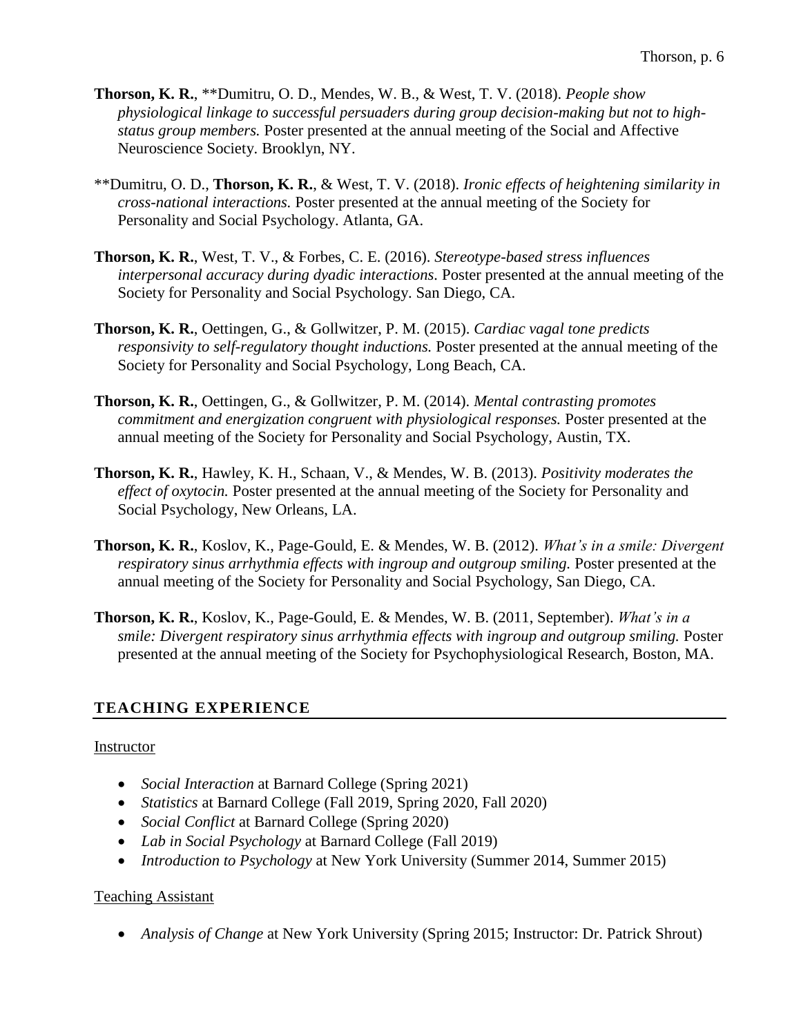**Thorson, K. R.**, **Dumitru, O. D., Mendes, W. B., & West, T. V. (2018). *People show physiological linkage to successful persuaders during group decision-making but not to high-status group members.* Poster presented at the annual meeting of the Social and Affective Neuroscience Society. Brooklyn, NY.

**Dumitru, O. D., **Thorson, K. R.**, & West, T. V. (2018). *Ironic effects of heightening similarity in cross-national interactions.* Poster presented at the annual meeting of the Society for Personality and Social Psychology. Atlanta, GA.

**Thorson, K. R.**, West, T. V., & Forbes, C. E. (2016). *Stereotype-based stress influences interpersonal accuracy during dyadic interactions*. Poster presented at the annual meeting of the Society for Personality and Social Psychology. San Diego, CA.

**Thorson, K. R.**, Oettingen, G., & Gollwitzer, P. M. (2015). *Cardiac vagal tone predicts responsivity to self-regulatory thought inductions.* Poster presented at the annual meeting of the Society for Personality and Social Psychology, Long Beach, CA.

**Thorson, K. R.**, Oettingen, G., & Gollwitzer, P. M. (2014). *Mental contrasting promotes commitment and energization congruent with physiological responses.* Poster presented at the annual meeting of the Society for Personality and Social Psychology, Austin, TX.

**Thorson, K. R.**, Hawley, K. H., Schaan, V., & Mendes, W. B. (2013). *Positivity moderates the effect of oxytocin.* Poster presented at the annual meeting of the Society for Personality and Social Psychology, New Orleans, LA.

**Thorson, K. R.**, Koslov, K., Page-Gould, E. & Mendes, W. B. (2012). *What's in a smile: Divergent respiratory sinus arrhythmia effects with ingroup and outgroup smiling.* Poster presented at the annual meeting of the Society for Personality and Social Psychology, San Diego, CA.

**Thorson, K. R.**, Koslov, K., Page-Gould, E. & Mendes, W. B. (2011, September). *What's in a smile: Divergent respiratory sinus arrhythmia effects with ingroup and outgroup smiling.* Poster presented at the annual meeting of the Society for Psychophysiological Research, Boston, MA.

## TEACHING EXPERIENCE

Instructor

- *Social Interaction* at Barnard College (Spring 2021)
- *Statistics* at Barnard College (Fall 2019, Spring 2020, Fall 2020)
- *Social Conflict* at Barnard College (Spring 2020)
- *Lab in Social Psychology* at Barnard College (Fall 2019)
- *Introduction to Psychology* at New York University (Summer 2014, Summer 2015)

Teaching Assistant

- *Analysis of Change* at New York University (Spring 2015; Instructor: Dr. Patrick Shrout)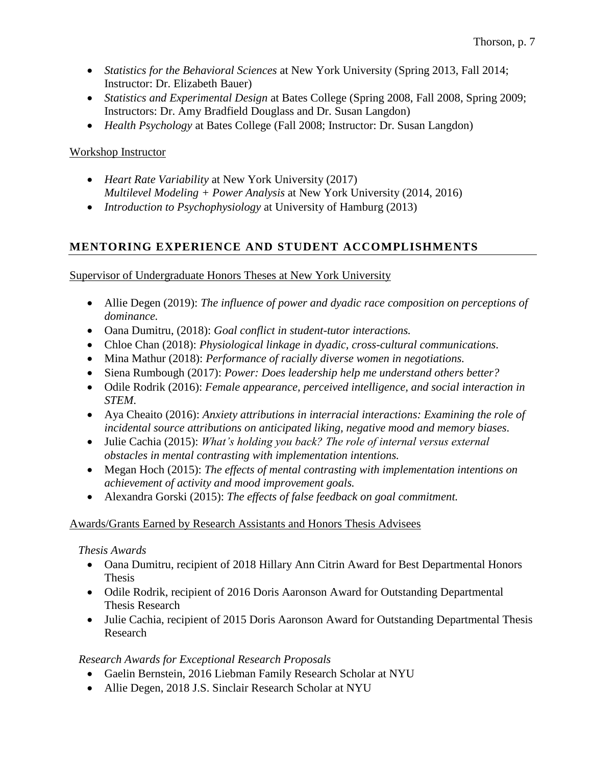- *Statistics for the Behavioral Sciences* at New York University (Spring 2013, Fall 2014; Instructor: Dr. Elizabeth Bauer)
- *Statistics and Experimental Design* at Bates College (Spring 2008, Fall 2008, Spring 2009; Instructors: Dr. Amy Bradfield Douglass and Dr. Susan Langdon)
- *Health Psychology* at Bates College (Fall 2008; Instructor: Dr. Susan Langdon)

Workshop Instructor

- *Heart Rate Variability* at New York University (2017)
  *Multilevel Modeling + Power Analysis* at New York University (2014, 2016)
- *Introduction to Psychophysiology* at University of Hamburg (2013)

## MENTORING EXPERIENCE AND STUDENT ACCOMPLISHMENTS

Supervisor of Undergraduate Honors Theses at New York University

- Allie Degen (2019): *The influence of power and dyadic race composition on perceptions of dominance.*
- Oana Dumitru, (2018): *Goal conflict in student-tutor interactions.*
- Chloe Chan (2018): *Physiological linkage in dyadic, cross-cultural communications.*
- Mina Mathur (2018): *Performance of racially diverse women in negotiations.*
- Siena Rumbough (2017): *Power: Does leadership help me understand others better?*
- Odile Rodrik (2016): *Female appearance, perceived intelligence, and social interaction in STEM.*
- Aya Cheaito (2016): *Anxiety attributions in interracial interactions: Examining the role of incidental source attributions on anticipated liking, negative mood and memory biases.*
- Julie Cachia (2015): *What's holding you back? The role of internal versus external obstacles in mental contrasting with implementation intentions.*
- Megan Hoch (2015): *The effects of mental contrasting with implementation intentions on achievement of activity and mood improvement goals.*
- Alexandra Gorski (2015): *The effects of false feedback on goal commitment.*

Awards/Grants Earned by Research Assistants and Honors Thesis Advisees

*Thesis Awards*

- Oana Dumitru, recipient of 2018 Hillary Ann Citrin Award for Best Departmental Honors Thesis
- Odile Rodrik, recipient of 2016 Doris Aaronson Award for Outstanding Departmental Thesis Research
- Julie Cachia, recipient of 2015 Doris Aaronson Award for Outstanding Departmental Thesis Research

*Research Awards for Exceptional Research Proposals*

- Gaelin Bernstein, 2016 Liebman Family Research Scholar at NYU
- Allie Degen, 2018 J.S. Sinclair Research Scholar at NYU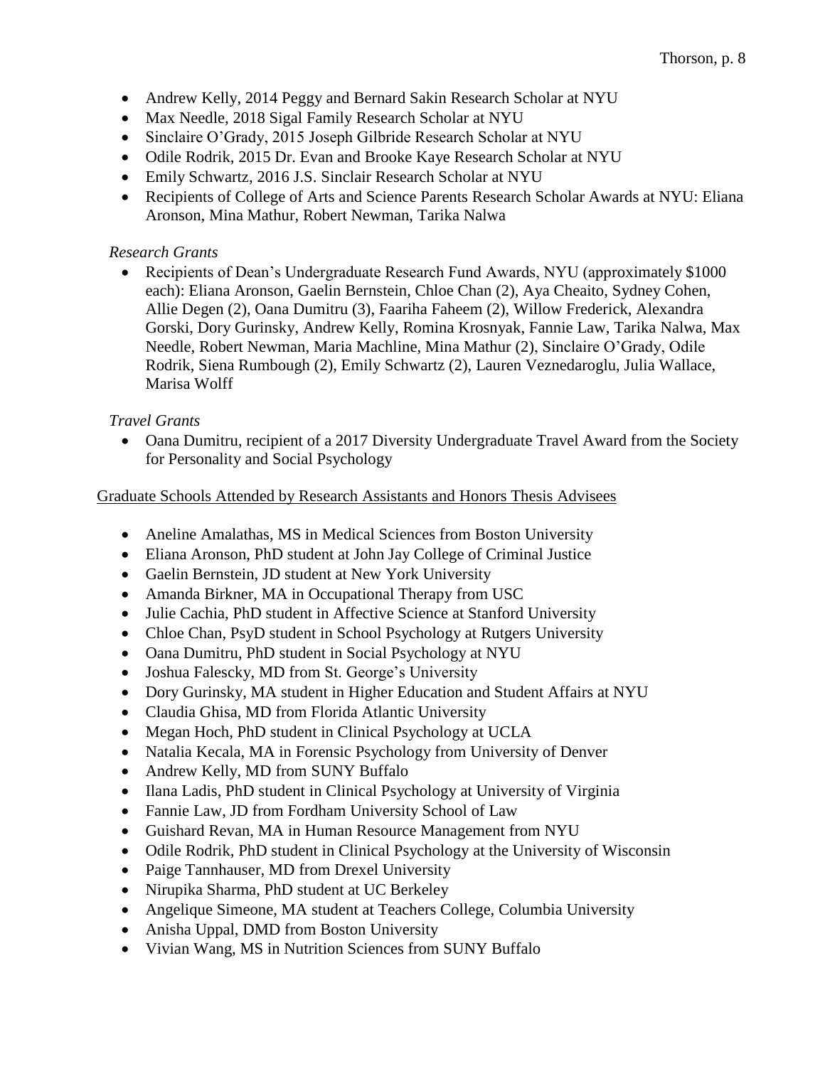- Andrew Kelly, 2014 Peggy and Bernard Sakin Research Scholar at NYU
- Max Needle, 2018 Sigal Family Research Scholar at NYU
- Sinclaire O'Grady, 2015 Joseph Gilbride Research Scholar at NYU
- Odile Rodrik, 2015 Dr. Evan and Brooke Kaye Research Scholar at NYU
- Emily Schwartz, 2016 J.S. Sinclair Research Scholar at NYU
- Recipients of College of Arts and Science Parents Research Scholar Awards at NYU: Eliana Aronson, Mina Mathur, Robert Newman, Tarika Nalwa

*Research Grants*

- Recipients of Dean's Undergraduate Research Fund Awards, NYU (approximately $1000 each): Eliana Aronson, Gaelin Bernstein, Chloe Chan (2), Aya Cheaito, Sydney Cohen, Allie Degen (2), Oana Dumitru (3), Faariha Faheem (2), Willow Frederick, Alexandra Gorski, Dory Gurinsky, Andrew Kelly, Romina Krosnyak, Fannie Law, Tarika Nalwa, Max Needle, Robert Newman, Maria Machline, Mina Mathur (2), Sinclaire O'Grady, Odile Rodrik, Siena Rumbough (2), Emily Schwartz (2), Lauren Veznedaroglu, Julia Wallace, Marisa Wolff

*Travel Grants*

- Oana Dumitru, recipient of a 2017 Diversity Undergraduate Travel Award from the Society for Personality and Social Psychology

Graduate Schools Attended by Research Assistants and Honors Thesis Advisees

- Aneline Amalathas, MS in Medical Sciences from Boston University
- Eliana Aronson, PhD student at John Jay College of Criminal Justice
- Gaelin Bernstein, JD student at New York University
- Amanda Birkner, MA in Occupational Therapy from USC
- Julie Cachia, PhD student in Affective Science at Stanford University
- Chloe Chan, PsyD student in School Psychology at Rutgers University
- Oana Dumitru, PhD student in Social Psychology at NYU
- Joshua Falescky, MD from St. George's University
- Dory Gurinsky, MA student in Higher Education and Student Affairs at NYU
- Claudia Ghisa, MD from Florida Atlantic University
- Megan Hoch, PhD student in Clinical Psychology at UCLA
- Natalia Kecala, MA in Forensic Psychology from University of Denver
- Andrew Kelly, MD from SUNY Buffalo
- Ilana Ladis, PhD student in Clinical Psychology at University of Virginia
- Fannie Law, JD from Fordham University School of Law
- Guishard Revan, MA in Human Resource Management from NYU
- Odile Rodrik, PhD student in Clinical Psychology at the University of Wisconsin
- Paige Tannhauser, MD from Drexel University
- Nirupika Sharma, PhD student at UC Berkeley
- Angelique Simeone, MA student at Teachers College, Columbia University
- Anisha Uppal, DMD from Boston University
- Vivian Wang, MS in Nutrition Sciences from SUNY Buffalo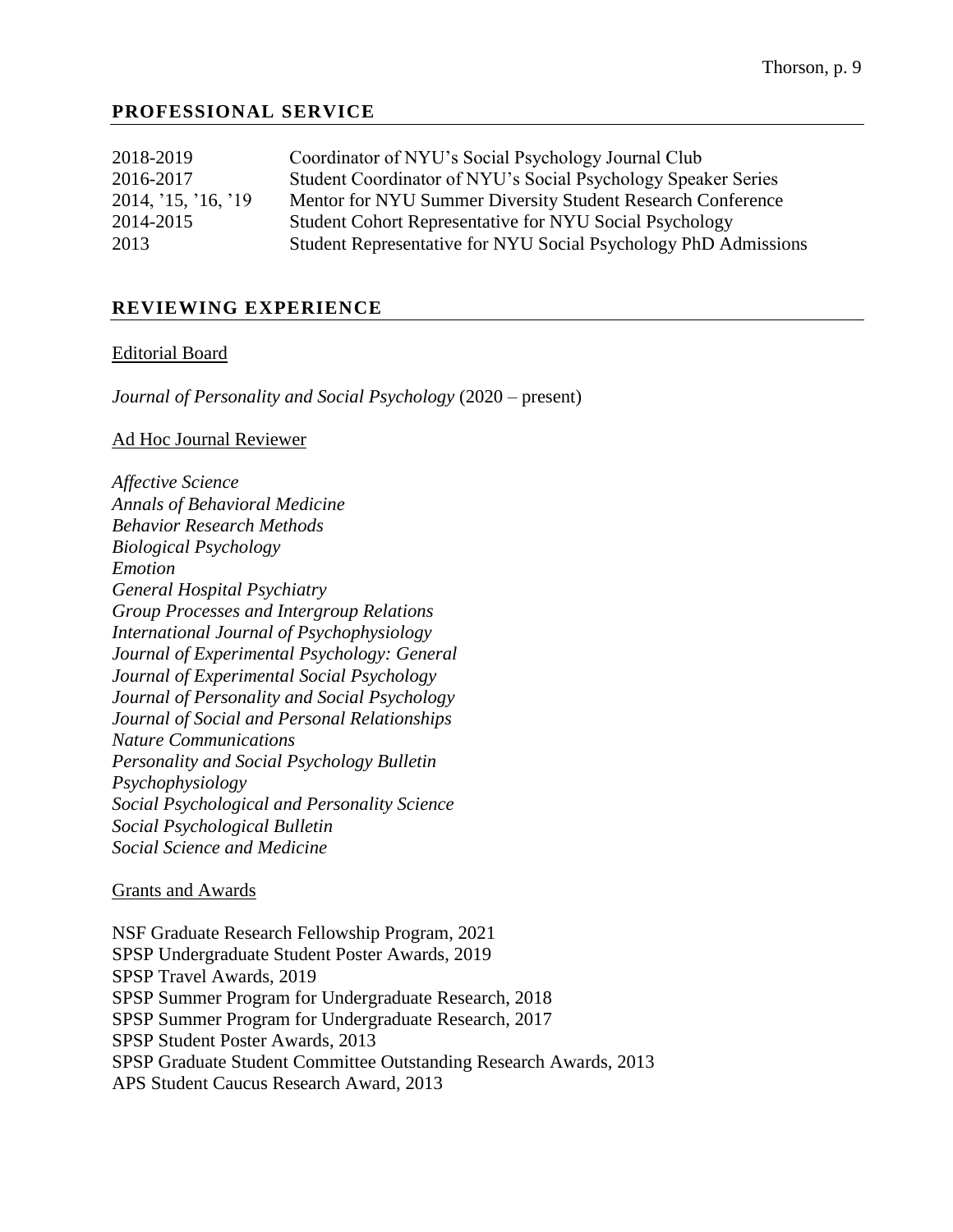## PROFESSIONAL SERVICE

| | |
|---|---|
| 2018-2019 | Coordinator of NYU's Social Psychology Journal Club |
| 2016-2017 | Student Coordinator of NYU's Social Psychology Speaker Series |
| 2014, '15, '16, '19 | Mentor for NYU Summer Diversity Student Research Conference |
| 2014-2015 | Student Cohort Representative for NYU Social Psychology |
| 2013 | Student Representative for NYU Social Psychology PhD Admissions |

## REVIEWING EXPERIENCE

Editorial Board

*Journal of Personality and Social Psychology* (2020 – present)

Ad Hoc Journal Reviewer

*Affective Science*
*Annals of Behavioral Medicine*
*Behavior Research Methods*
*Biological Psychology*
*Emotion*
*General Hospital Psychiatry*
*Group Processes and Intergroup Relations*
*International Journal of Psychophysiology*
*Journal of Experimental Psychology: General*
*Journal of Experimental Social Psychology*
*Journal of Personality and Social Psychology*
*Journal of Social and Personal Relationships*
*Nature Communications*
*Personality and Social Psychology Bulletin*
*Psychophysiology*
*Social Psychological and Personality Science*
*Social Psychological Bulletin*
*Social Science and Medicine*

Grants and Awards

NSF Graduate Research Fellowship Program, 2021
SPSP Undergraduate Student Poster Awards, 2019
SPSP Travel Awards, 2019
SPSP Summer Program for Undergraduate Research, 2018
SPSP Summer Program for Undergraduate Research, 2017
SPSP Student Poster Awards, 2013
SPSP Graduate Student Committee Outstanding Research Awards, 2013
APS Student Caucus Research Award, 2013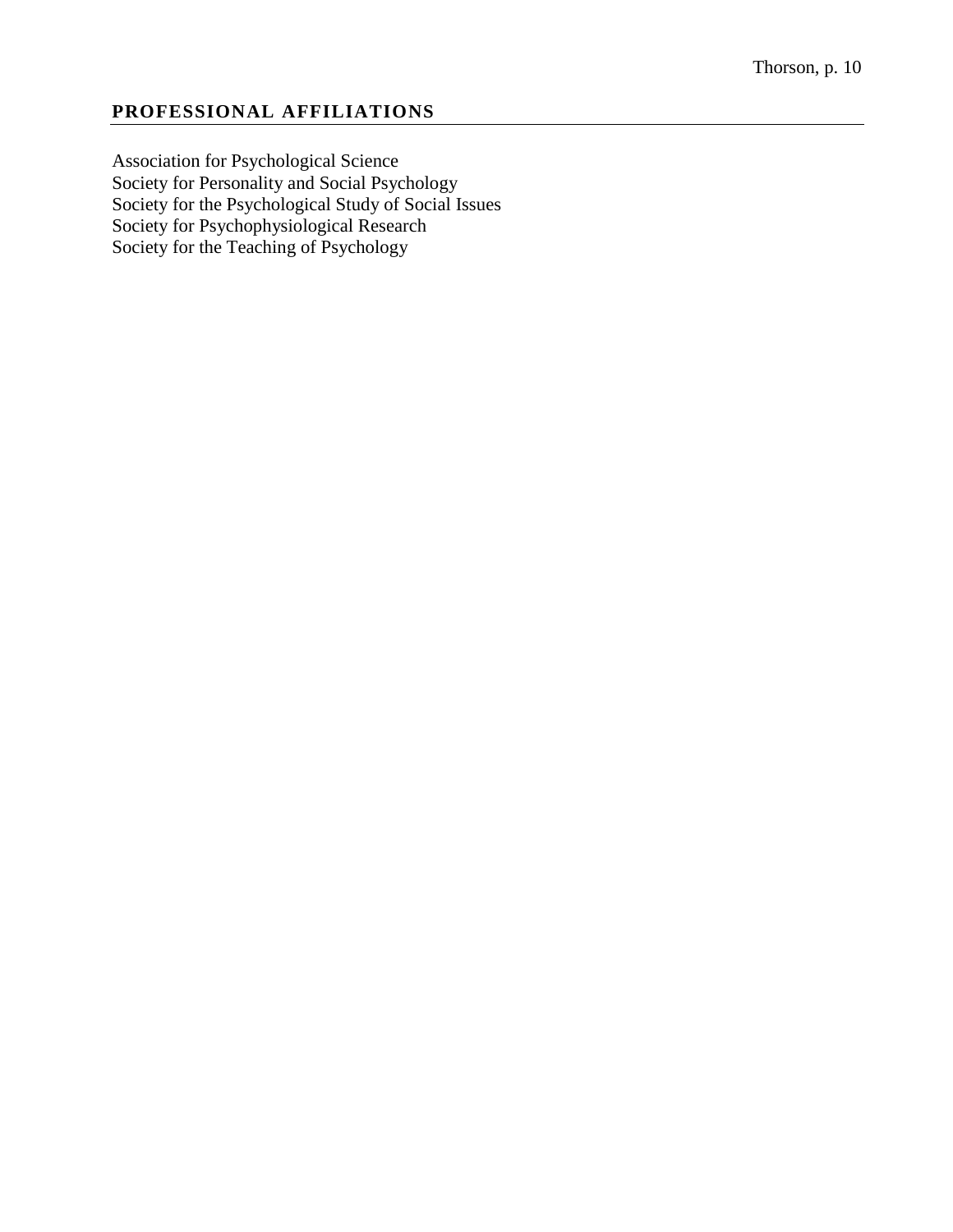## PROFESSIONAL AFFILIATIONS

Association for Psychological Science
Society for Personality and Social Psychology
Society for the Psychological Study of Social Issues
Society for Psychophysiological Research
Society for the Teaching of Psychology